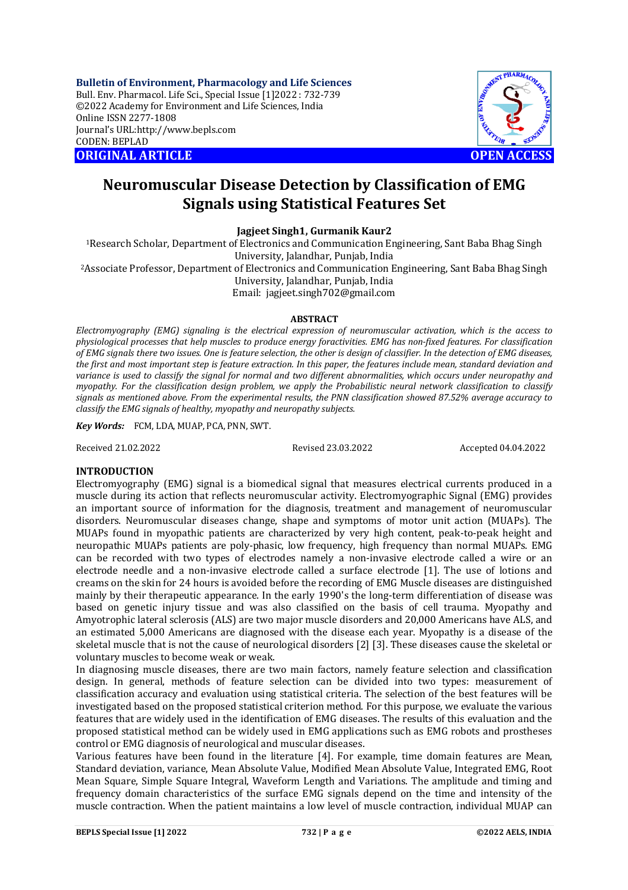**Bulletin of Environment, Pharmacology and Life Sciences**
Bull. Env. Pharmacol. Life Sci., Special Issue [1]2022 : 732-739
©2022 Academy for Environment and Life Sciences, India
Online ISSN 2277-1808
Journal's URL:http://www.bepls.com
CODEN: BEPLAD

**ORIGINAL ARTICLE** **OPEN ACCESS**

# Neuromuscular Disease Detection by Classification of EMG Signals using Statistical Features Set

**Jagjeet Singh1, Gurmanik Kaur2**

[1]Research Scholar, Department of Electronics and Communication Engineering, Sant Baba Bhag Singh University, Jalandhar, Punjab, India

[2]Associate Professor, Department of Electronics and Communication Engineering, Sant Baba Bhag Singh University, Jalandhar, Punjab, India

Email: jagjeet.singh702@gmail.com

## ABSTRACT

*Electromyography (EMG) signaling is the electrical expression of neuromuscular activation, which is the access to physiological processes that help muscles to produce energy foractivities. EMG has non-fixed features. For classification of EMG signals there two issues. One is feature selection, the other is design of classifier. In the detection of EMG diseases, the first and most important step is feature extraction. In this paper, the features include mean, standard deviation and variance is used to classify the signal for normal and two different abnormalities, which occurs under neuropathy and myopathy. For the classification design problem, we apply the Probabilistic neural network classification to classify signals as mentioned above. From the experimental results, the PNN classification showed 87.52% average accuracy to classify the EMG signals of healthy, myopathy and neuropathy subjects.*

***Key Words:*** FCM, LDA, MUAP, PCA, PNN, SWT.

Received 21.02.2022 Revised 23.03.2022 Accepted 04.04.2022

## INTRODUCTION

Electromyography (EMG) signal is a biomedical signal that measures electrical currents produced in a muscle during its action that reflects neuromuscular activity. Electromyographic Signal (EMG) provides an important source of information for the diagnosis, treatment and management of neuromuscular disorders. Neuromuscular diseases change, shape and symptoms of motor unit action (MUAPs). The MUAPs found in myopathic patients are characterized by very high content, peak-to-peak height and neuropathic MUAPs patients are poly-phasic, low frequency, high frequency than normal MUAPs. EMG can be recorded with two types of electrodes namely a non-invasive electrode called a wire or an electrode needle and a non-invasive electrode called a surface electrode [1]. The use of lotions and creams on the skin for 24 hours is avoided before the recording of EMG Muscle diseases are distinguished mainly by their therapeutic appearance. In the early 1990's the long-term differentiation of disease was based on genetic injury tissue and was also classified on the basis of cell trauma. Myopathy and Amyotrophic lateral sclerosis (ALS) are two major muscle disorders and 20,000 Americans have ALS, and an estimated 5,000 Americans are diagnosed with the disease each year. Myopathy is a disease of the skeletal muscle that is not the cause of neurological disorders [2] [3]. These diseases cause the skeletal or voluntary muscles to become weak or weak.

In diagnosing muscle diseases, there are two main factors, namely feature selection and classification design. In general, methods of feature selection can be divided into two types: measurement of classification accuracy and evaluation using statistical criteria. The selection of the best features will be investigated based on the proposed statistical criterion method. For this purpose, we evaluate the various features that are widely used in the identification of EMG diseases. The results of this evaluation and the proposed statistical method can be widely used in EMG applications such as EMG robots and prostheses control or EMG diagnosis of neurological and muscular diseases.

Various features have been found in the literature [4]. For example, time domain features are Mean, Standard deviation, variance, Mean Absolute Value, Modified Mean Absolute Value, Integrated EMG, Root Mean Square, Simple Square Integral, Waveform Length and Variations. The amplitude and timing and frequency domain characteristics of the surface EMG signals depend on the time and intensity of the muscle contraction. When the patient maintains a low level of muscle contraction, individual MUAP can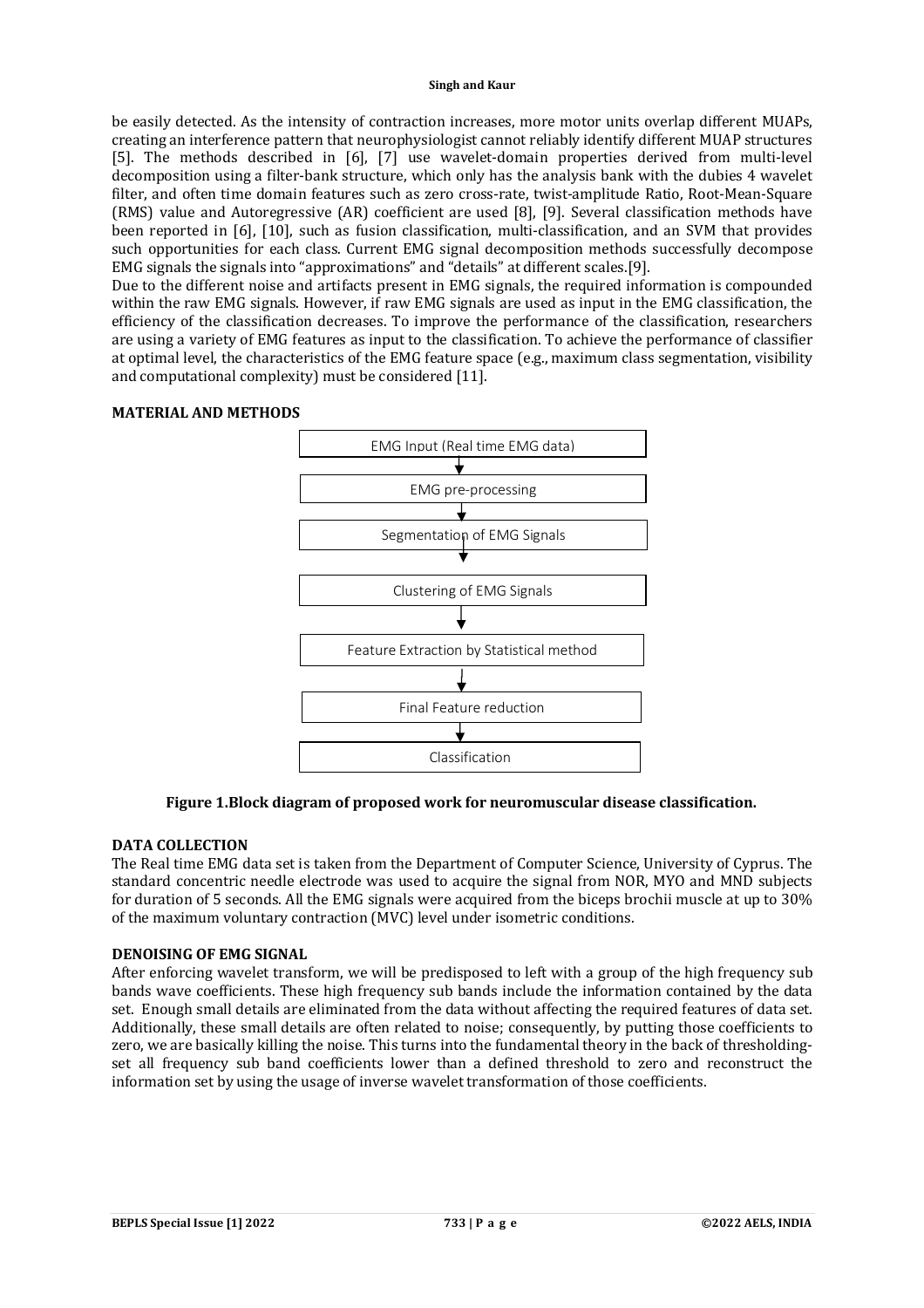be easily detected. As the intensity of contraction increases, more motor units overlap different MUAPs, creating an interference pattern that neurophysiologist cannot reliably identify different MUAP structures [5]. The methods described in [6], [7] use wavelet-domain properties derived from multi-level decomposition using a filter-bank structure, which only has the analysis bank with the dubies 4 wavelet filter, and often time domain features such as zero cross-rate, twist-amplitude Ratio, Root-Mean-Square (RMS) value and Autoregressive (AR) coefficient are used [8], [9]. Several classification methods have been reported in [6], [10], such as fusion classification, multi-classification, and an SVM that provides such opportunities for each class. Current EMG signal decomposition methods successfully decompose EMG signals the signals into "approximations" and "details" at different scales.[9].

Due to the different noise and artifacts present in EMG signals, the required information is compounded within the raw EMG signals. However, if raw EMG signals are used as input in the EMG classification, the efficiency of the classification decreases. To improve the performance of the classification, researchers are using a variety of EMG features as input to the classification. To achieve the performance of classifier at optimal level, the characteristics of the EMG feature space (e.g., maximum class segmentation, visibility and computational complexity) must be considered [11].

## MATERIAL AND METHODS

EMG Input (Real time EMG data)
↓
EMG pre-processing
↓
Segmentation of EMG Signals
↓
Clustering of EMG Signals
↓
Feature Extraction by Statistical method
↓
Final Feature reduction
↓
Classification

**Figure 1.Block diagram of proposed work for neuromuscular disease classification.**

## DATA COLLECTION

The Real time EMG data set is taken from the Department of Computer Science, University of Cyprus. The standard concentric needle electrode was used to acquire the signal from NOR, MYO and MND subjects for duration of 5 seconds. All the EMG signals were acquired from the biceps brochii muscle at up to 30% of the maximum voluntary contraction (MVC) level under isometric conditions.

## DENOISING OF EMG SIGNAL

After enforcing wavelet transform, we will be predisposed to left with a group of the high frequency sub bands wave coefficients. These high frequency sub bands include the information contained by the data set. Enough small details are eliminated from the data without affecting the required features of data set. Additionally, these small details are often related to noise; consequently, by putting those coefficients to zero, we are basically killing the noise. This turns into the fundamental theory in the back of thresholding-set all frequency sub band coefficients lower than a defined threshold to zero and reconstruct the information set by using the usage of inverse wavelet transformation of those coefficients.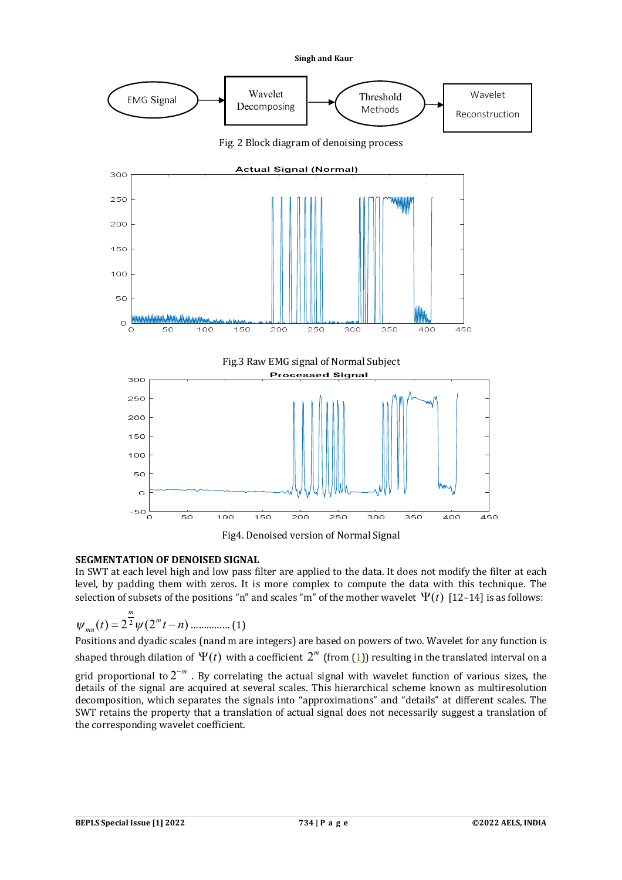Fig. 2 Block diagram of denoising process

Fig.3 Raw EMG signal of Normal Subject

Fig4. Denoised version of Normal Signal

**SEGMENTATION OF DENOISED SIGNAL**

In SWT at each level high and low pass filter are applied to the data. It does not modify the filter at each level, by padding them with zeros. It is more complex to compute the data with this technique. The selection of subsets of the positions "n" and scales "m" of the mother wavelet $\Psi(t)$ [12–14] is as follows:

$$\psi_{mn}(t) = 2^{\frac{m}{2}} \psi(2^m t - n) \quad \text{.............. (1)}$$

Positions and dyadic scales (nand m are integers) are based on powers of two. Wavelet for any function is shaped through dilation of $\Psi(t)$ with a coefficient $2^m$ (from (1)) resulting in the translated interval on a grid proportional to $2^{-m}$. By correlating the actual signal with wavelet function of various sizes, the details of the signal are acquired at several scales. This hierarchical scheme known as multiresolution decomposition, which separates the signals into "approximations" and "details" at different scales. The SWT retains the property that a translation of actual signal does not necessarily suggest a translation of the corresponding wavelet coefficient.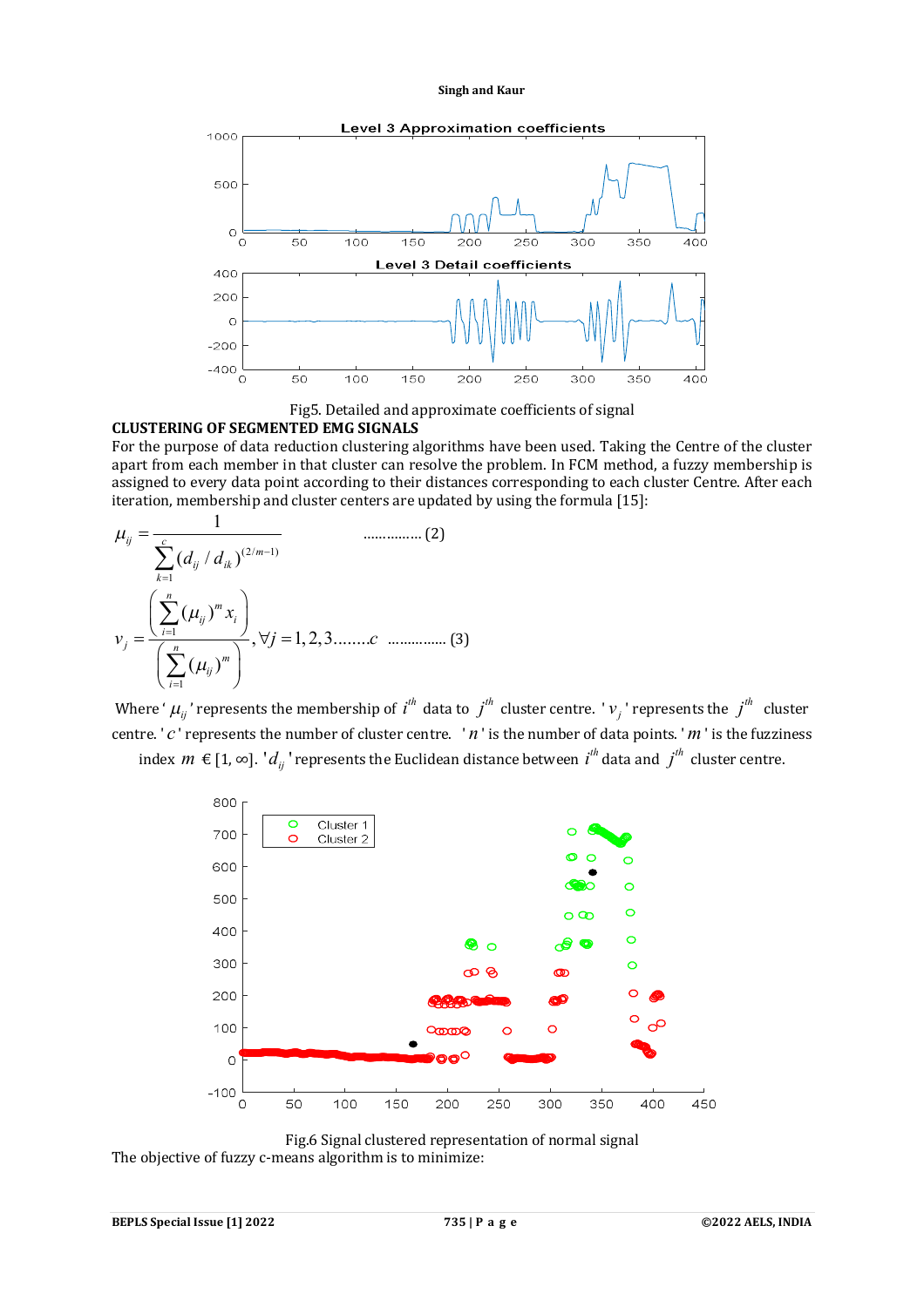Fig5. Detailed and approximate coefficients of signal

**CLUSTERING OF SEGMENTED EMG SIGNALS**

For the purpose of data reduction clustering algorithms have been used. Taking the Centre of the cluster apart from each member in that cluster can resolve the problem. In FCM method, a fuzzy membership is assigned to every data point according to their distances corresponding to each cluster Centre. After each iteration, membership and cluster centers are updated by using the formula [15]:

$$\mu_{ij} = \frac{1}{\sum_{k=1}^{c} (d_{ij} / d_{ik})^{(2/m-1)}} \qquad \text{............... (2)}$$

$$v_j = \frac{\left(\sum_{i=1}^{n} (\mu_{ij})^m x_i\right)}{\left(\sum_{i=1}^{n} (\mu_{ij})^m\right)}, \forall j = 1,2,3........c \qquad \text{............... (3)}$$

Where '$\mu_{ij}$' represents the membership of $i^{th}$ data to $j^{th}$ cluster centre. '$v_j$' represents the $j^{th}$ cluster centre. '$c$' represents the number of cluster centre. '$n$' is the number of data points. '$m$' is the fuzziness index $m \in [1, \infty]$. '$d_{ij}$' represents the Euclidean distance between $i^{th}$ data and $j^{th}$ cluster centre.

Fig.6 Signal clustered representation of normal signal

The objective of fuzzy c-means algorithm is to minimize: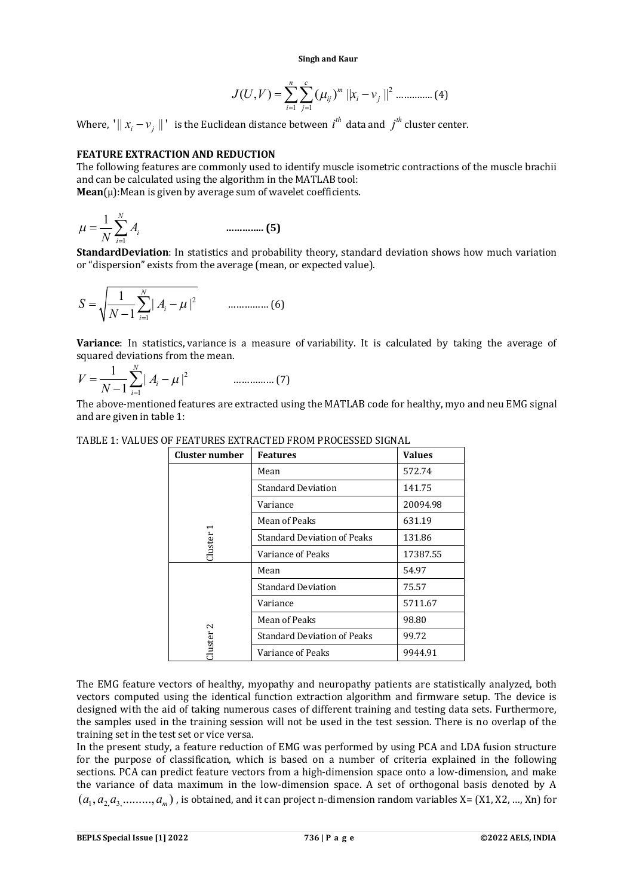$$J(U,V) = \sum_{i=1}^{n}\sum_{j=1}^{c}(\mu_{ij})^m \|x_i - v_j\|^2 \quad \text{.............} (4)$$

Where, '$\| x_i - v_j \|$' is the Euclidean distance between $i^{th}$ data and $j^{th}$ cluster center.

**FEATURE EXTRACTION AND REDUCTION**

The following features are commonly used to identify muscle isometric contractions of the muscle brachii and can be calculated using the algorithm in the MATLAB tool:

**Mean**(μ):Mean is given by average sum of wavelet coefficients.

$$\mu = \frac{1}{N}\sum_{i=1}^{N} A_i \quad \textbf{............. (5)}$$

**StandardDeviation**: In statistics and probability theory, standard deviation shows how much variation or "dispersion" exists from the average (mean, or expected value).

$$S = \sqrt{\frac{1}{N-1}\sum_{i=1}^{N} | A_i - \mu |^2} \quad \text{.............. (6)}$$

**Variance**: In statistics, variance is a measure of variability. It is calculated by taking the average of squared deviations from the mean.

$$V = \frac{1}{N-1}\sum_{i=1}^{N} | A_i - \mu |^2 \quad \text{.............. (7)}$$

The above-mentioned features are extracted using the MATLAB code for healthy, myo and neu EMG signal and are given in table 1:

TABLE 1: VALUES OF FEATURES EXTRACTED FROM PROCESSED SIGNAL

| Cluster number | Features | Values |
|---|---|---|
| Cluster 1 | Mean | 572.74 |
| | Standard Deviation | 141.75 |
| | Variance | 20094.98 |
| | Mean of Peaks | 631.19 |
| | Standard Deviation of Peaks | 131.86 |
| | Variance of Peaks | 17387.55 |
| Cluster 2 | Mean | 54.97 |
| | Standard Deviation | 75.57 |
| | Variance | 5711.67 |
| | Mean of Peaks | 98.80 |
| | Standard Deviation of Peaks | 99.72 |
| | Variance of Peaks | 9944.91 |

The EMG feature vectors of healthy, myopathy and neuropathy patients are statistically analyzed, both vectors computed using the identical function extraction algorithm and firmware setup. The device is designed with the aid of taking numerous cases of different training and testing data sets. Furthermore, the samples used in the training session will not be used in the test session. There is no overlap of the training set in the test set or vice versa.

In the present study, a feature reduction of EMG was performed by using PCA and LDA fusion structure for the purpose of classification, which is based on a number of criteria explained in the following sections. PCA can predict feature vectors from a high-dimension space onto a low-dimension, and make the variance of data maximum in the low-dimension space. A set of orthogonal basis denoted by A $(a_1, a_2, a_3, \ldots\ldots\ldots, a_m)$, is obtained, and it can project n-dimension random variables X= (X1, X2, ..., Xn) for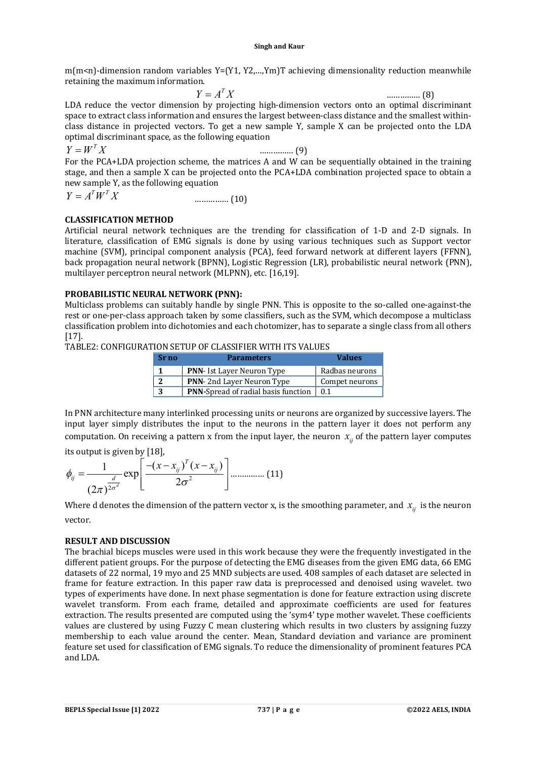m(m<n)-dimension random variables Y=(Y1, Y2,…,Ym)T achieving dimensionality reduction meanwhile retaining the maximum information.

$$Y = A^T X \quad \text{…………… (8)}$$

LDA reduce the vector dimension by projecting high-dimension vectors onto an optimal discriminant space to extract class information and ensures the largest between-class distance and the smallest within-class distance in projected vectors. To get a new sample Y, sample X can be projected onto the LDA optimal discriminant space, as the following equation

$$Y = W^T X \quad \text{…………… (9)}$$

For the PCA+LDA projection scheme, the matrices A and W can be sequentially obtained in the training stage, and then a sample X can be projected onto the PCA+LDA combination projected space to obtain a new sample Y, as the following equation

$$Y = A^T W^T X \quad \text{…………… (10)}$$

## CLASSIFICATION METHOD

Artificial neural network techniques are the trending for classification of 1-D and 2-D signals. In literature, classification of EMG signals is done by using various techniques such as Support vector machine (SVM), principal component analysis (PCA), feed forward network at different layers (FFNN), back propagation neural network (BPNN), Logistic Regression (LR), probabilistic neural network (PNN), multilayer perceptron neural network (MLPNN), etc. [16,19].

## PROBABILISTIC NEURAL NETWORK (PNN):

Multiclass problems can suitably handle by single PNN. This is opposite to the so-called one-against-the rest or one-per-class approach taken by some classifiers, such as the SVM, which decompose a multiclass classification problem into dichotomies and each chotomizer, has to separate a single class from all others [17].

TABLE2: CONFIGURATION SETUP OF CLASSIFIER WITH ITS VALUES

| Sr no | Parameters | Values |
|---|---|---|
| **1** | **PNN**- Ist Layer Neuron Type | Radbas neurons |
| **2** | **PNN**- 2nd Layer Neuron Type | Compet neurons |
| **3** | **PNN**-Spread of radial basis function | 0.1 |

In PNN architecture many interlinked processing units or neurons are organized by successive layers. The input layer simply distributes the input to the neurons in the pattern layer it does not perform any computation. On receiving a pattern x from the input layer, the neuron $x_{ij}$ of the pattern layer computes its output is given by [18],

$$\phi_{ij} = \frac{1}{(2\pi)^{\frac{d}{2\sigma^d}}} \exp\left[\frac{-(x-x_{ij})^T(x-x_{ij})}{2\sigma^2}\right] \quad \text{………….. (11)}$$

Where d denotes the dimension of the pattern vector x, is the smoothing parameter, and $x_{ij}$ is the neuron vector.

## RESULT AND DISCUSSION

The brachial biceps muscles were used in this work because they were the frequently investigated in the different patient groups. For the purpose of detecting the EMG diseases from the given EMG data, 66 EMG datasets of 22 normal, 19 myo and 25 MND subjects are used. 408 samples of each dataset are selected in frame for feature extraction. In this paper raw data is preprocessed and denoised using wavelet. two types of experiments have done. In next phase segmentation is done for feature extraction using discrete wavelet transform. From each frame, detailed and approximate coefficients are used for features extraction. The results presented are computed using the 'sym4' type mother wavelet. These coefficients values are clustered by using Fuzzy C mean clustering which results in two clusters by assigning fuzzy membership to each value around the center. Mean, Standard deviation and variance are prominent feature set used for classification of EMG signals. To reduce the dimensionality of prominent features PCA and LDA.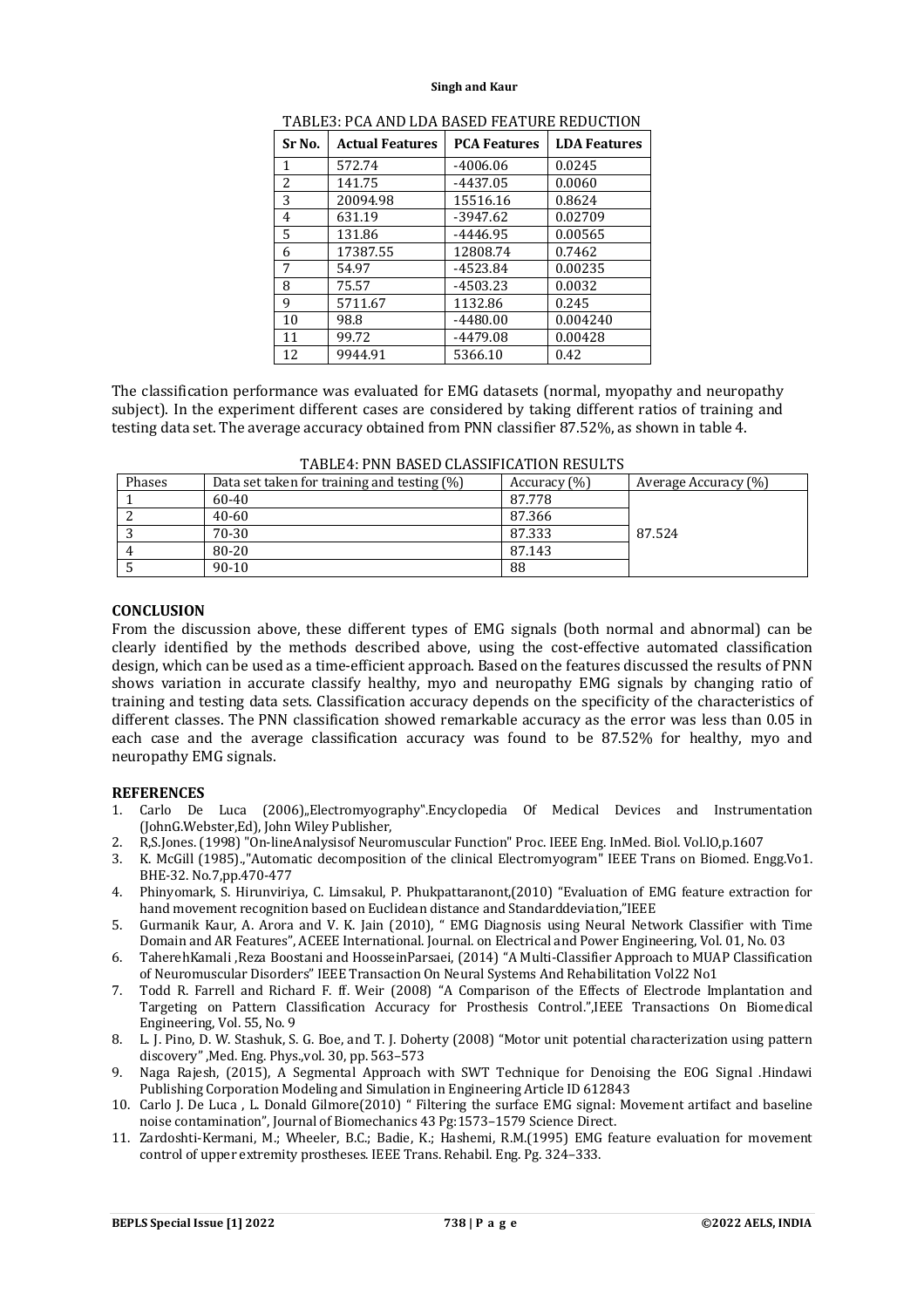TABLE3: PCA AND LDA BASED FEATURE REDUCTION

| Sr No. | Actual Features | PCA Features | LDA Features |
|---|---|---|---|
| 1 | 572.74 | -4006.06 | 0.0245 |
| 2 | 141.75 | -4437.05 | 0.0060 |
| 3 | 20094.98 | 15516.16 | 0.8624 |
| 4 | 631.19 | -3947.62 | 0.02709 |
| 5 | 131.86 | -4446.95 | 0.00565 |
| 6 | 17387.55 | 12808.74 | 0.7462 |
| 7 | 54.97 | -4523.84 | 0.00235 |
| 8 | 75.57 | -4503.23 | 0.0032 |
| 9 | 5711.67 | 1132.86 | 0.245 |
| 10 | 98.8 | -4480.00 | 0.004240 |
| 11 | 99.72 | -4479.08 | 0.00428 |
| 12 | 9944.91 | 5366.10 | 0.42 |

The classification performance was evaluated for EMG datasets (normal, myopathy and neuropathy subject). In the experiment different cases are considered by taking different ratios of training and testing data set. The average accuracy obtained from PNN classifier 87.52%, as shown in table 4.

TABLE4: PNN BASED CLASSIFICATION RESULTS

| Phases | Data set taken for training and testing (%) | Accuracy (%) | Average Accuracy (%) |
|---|---|---|---|
| 1 | 60-40 | 87.778 | 87.524 |
| 2 | 40-60 | 87.366 | |
| 3 | 70-30 | 87.333 | |
| 4 | 80-20 | 87.143 | |
| 5 | 90-10 | 88 | |

## CONCLUSION

From the discussion above, these different types of EMG signals (both normal and abnormal) can be clearly identified by the methods described above, using the cost-effective automated classification design, which can be used as a time-efficient approach. Based on the features discussed the results of PNN shows variation in accurate classify healthy, myo and neuropathy EMG signals by changing ratio of training and testing data sets. Classification accuracy depends on the specificity of the characteristics of different classes. The PNN classification showed remarkable accuracy as the error was less than 0.05 in each case and the average classification accuracy was found to be 87.52% for healthy, myo and neuropathy EMG signals.

## REFERENCES

1. Carlo De Luca (2006),,Electromyography".Encyclopedia Of Medical Devices and Instrumentation (JohnG.Webster,Ed), John Wiley Publisher,
2. R,S.Jones. (1998) "On-lineAnalysisof Neuromuscular Function" Proc. IEEE Eng. InMed. Biol. Vol.lO,p.1607
3. K. McGill (1985).,"Automatic decomposition of the clinical Electromyogram" IEEE Trans on Biomed. Engg.Vo1. BHE-32. No.7,pp.470-477
4. Phinyomark, S. Hirunviriya, C. Limsakul, P. Phukpattaranont,(2010) "Evaluation of EMG feature extraction for hand movement recognition based on Euclidean distance and Standarddeviation,"IEEE
5. Gurmanik Kaur, A. Arora and V. K. Jain (2010), " EMG Diagnosis using Neural Network Classifier with Time Domain and AR Features", ACEEE International. Journal. on Electrical and Power Engineering, Vol. 01, No. 03
6. TaherehKamali ,Reza Boostani and HoosseinParsaei, (2014) "A Multi-Classifier Approach to MUAP Classification of Neuromuscular Disorders" IEEE Transaction On Neural Systems And Rehabilitation Vol22 No1
7. Todd R. Farrell and Richard F. ff. Weir (2008) "A Comparison of the Effects of Electrode Implantation and Targeting on Pattern Classification Accuracy for Prosthesis Control.",IEEE Transactions On Biomedical Engineering, Vol. 55, No. 9
8. L. J. Pino, D. W. Stashuk, S. G. Boe, and T. J. Doherty (2008) "Motor unit potential characterization using pattern discovery" ,Med. Eng. Phys.,vol. 30, pp. 563–573
9. Naga Rajesh, (2015), A Segmental Approach with SWT Technique for Denoising the EOG Signal .Hindawi Publishing Corporation Modeling and Simulation in Engineering Article ID 612843
10. Carlo J. De Luca , L. Donald Gilmore(2010) " Filtering the surface EMG signal: Movement artifact and baseline noise contamination", Journal of Biomechanics 43 Pg:1573–1579 Science Direct.
11. Zardoshti-Kermani, M.; Wheeler, B.C.; Badie, K.; Hashemi, R.M.(1995) EMG feature evaluation for movement control of upper extremity prostheses. IEEE Trans. Rehabil. Eng. Pg. 324–333.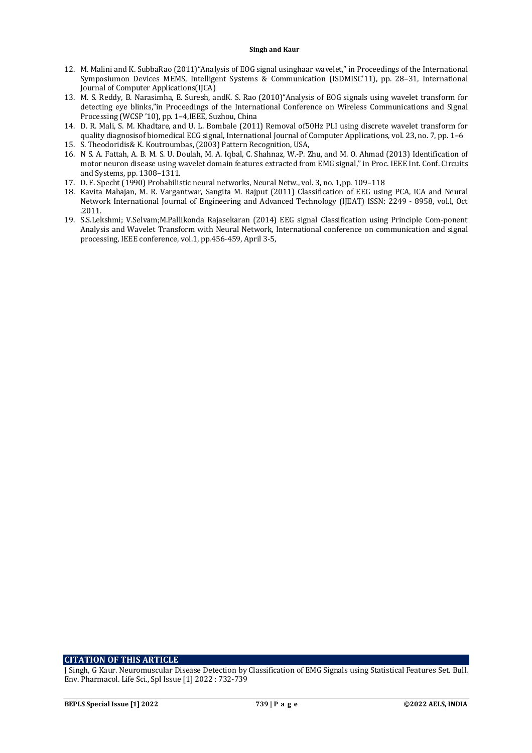12. M. Malini and K. SubbaRao (2011)"Analysis of EOG signal usinghaar wavelet," in Proceedings of the International Symposiumon Devices MEMS, Intelligent Systems & Communication (ISDMISC'11), pp. 28–31, International Journal of Computer Applications(IJCA)
13. M. S. Reddy, B. Narasimha, E. Suresh, andK. S. Rao (2010)"Analysis of EOG signals using wavelet transform for detecting eye blinks,"in Proceedings of the International Conference on Wireless Communications and Signal Processing (WCSP '10), pp. 1–4,IEEE, Suzhou, China
14. D. R. Mali, S. M. Khadtare, and U. L. Bombale (2011) Removal of50Hz PLI using discrete wavelet transform for quality diagnosisof biomedical ECG signal, International Journal of Computer Applications, vol. 23, no. 7, pp. 1–6
15. S. Theodoridis& K. Koutroumbas, (2003) Pattern Recognition, USA,
16. N S. A. Fattah, A. B. M. S. U. Doulah, M. A. Iqbal, C. Shahnaz, W.-P. Zhu, and M. O. Ahmad (2013) Identification of motor neuron disease using wavelet domain features extracted from EMG signal," in Proc. IEEE Int. Conf. Circuits and Systems, pp. 1308–1311.
17. D. F. Specht (1990) Probabilistic neural networks, Neural Netw., vol. 3, no. 1,pp. 109–118
18. Kavita Mahajan, M. R. Vargantwar, Sangita M. Rajput (2011) Classification of EEG using PCA, ICA and Neural Network International Journal of Engineering and Advanced Technology (IJEAT) ISSN: 2249 - 8958, vol.l, Oct .2011.
19. S.S.Lekshmi; V.Selvam;M.Pallikonda Rajasekaran (2014) EEG signal Classification using Principle Com-ponent Analysis and Wavelet Transform with Neural Network, International conference on communication and signal processing, IEEE conference, vol.1, pp.456-459, April 3-5,

## CITATION OF THIS ARTICLE

J Singh, G Kaur. Neuromuscular Disease Detection by Classification of EMG Signals using Statistical Features Set. Bull. Env. Pharmacol. Life Sci., Spl Issue [1] 2022 : 732-739